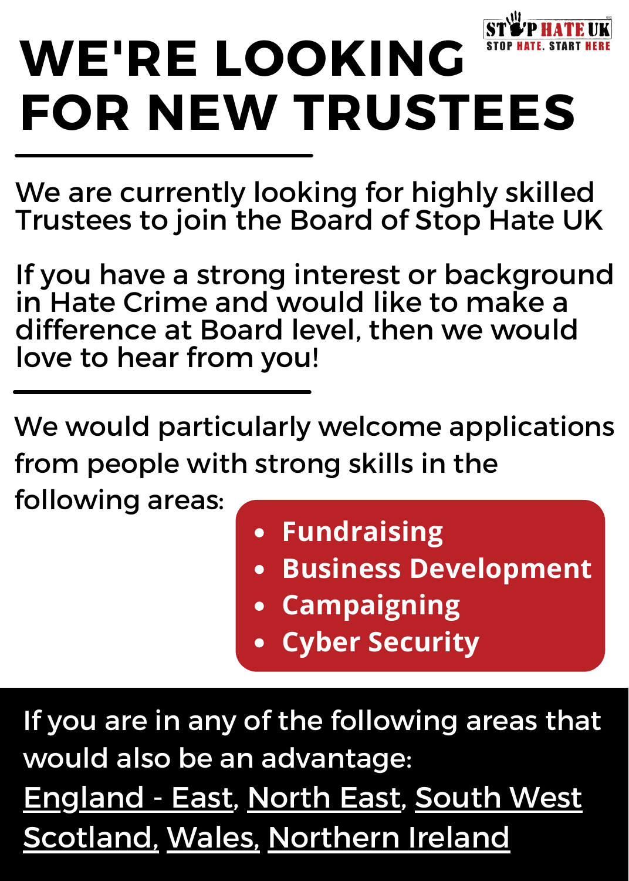STOP HATE UK
STOP HATE. START HERE

# WE'RE LOOKING FOR NEW TRUSTEES

We are currently looking for highly skilled Trustees to join the Board of Stop Hate UK

If you have a strong interest or background in Hate Crime and would like to make a difference at Board level, then we would love to hear from you!

We would particularly welcome applications from people with strong skills in the following areas:

- **Fundraising**
- **Business Development**
- **Campaigning**
- **Cyber Security**

If you are in any of the following areas that would also be an advantage:

England - East, North East, South West
Scotland, Wales, Northern Ireland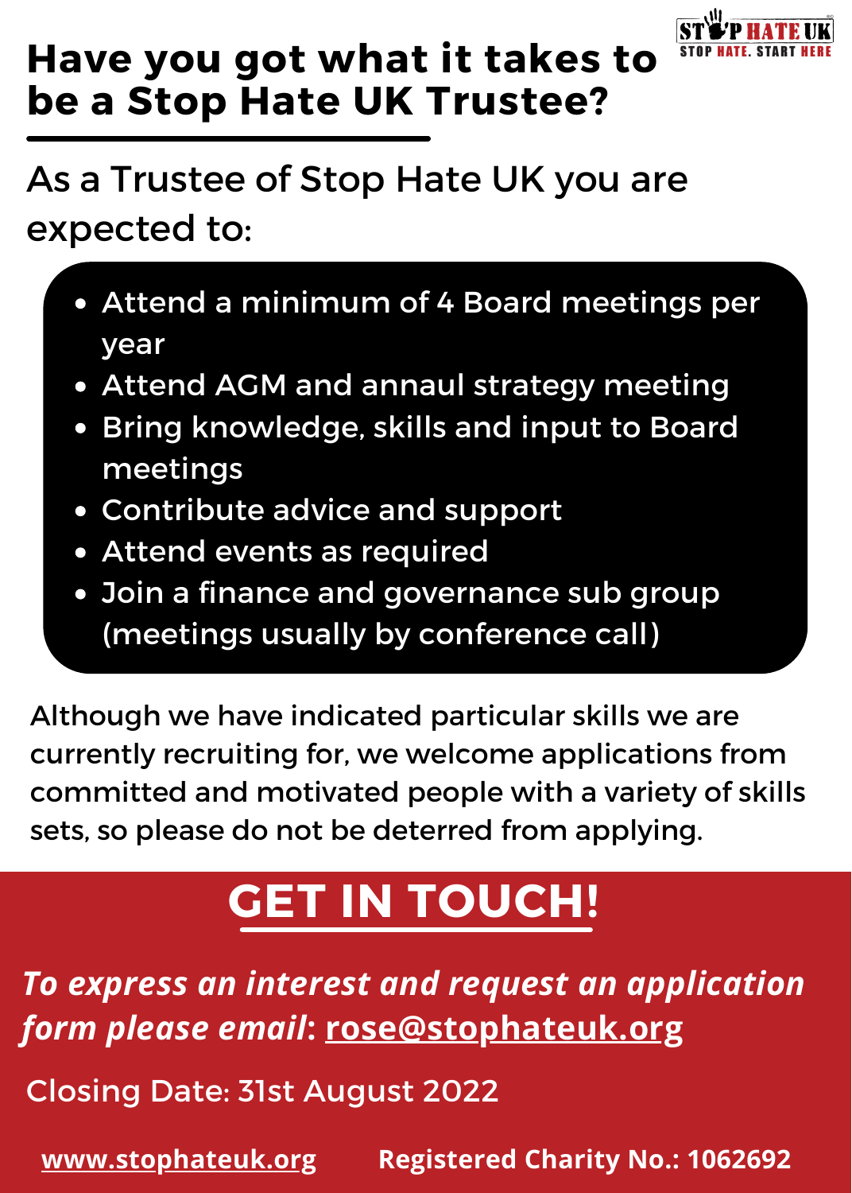# Have you got what it takes to be a Stop Hate UK Trustee?

STOP HATE UK
STOP HATE. START HERE

As a Trustee of Stop Hate UK you are expected to:

- Attend a minimum of 4 Board meetings per year
- Attend AGM and annaul strategy meeting
- Bring knowledge, skills and input to Board meetings
- Contribute advice and support
- Attend events as required
- Join a finance and governance sub group (meetings usually by conference call)

Although we have indicated particular skills we are currently recruiting for, we welcome applications from committed and motivated people with a variety of skills sets, so please do not be deterred from applying.

## GET IN TOUCH!

***To express an interest and request an application form please email*: rose@stophateuk.org**

Closing Date: 31st August 2022

**www.stophateuk.org** **Registered Charity No.: 1062692**